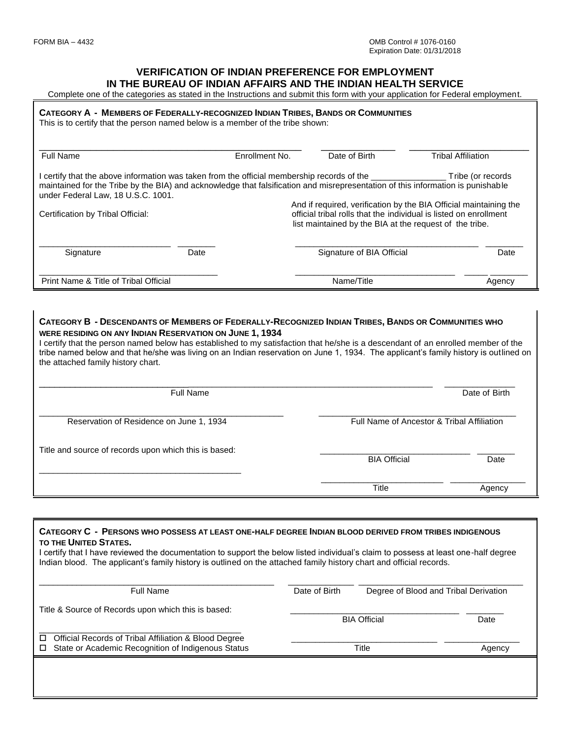FORM BIA – 4432

OMB Control # 1076-0160
Expiration Date: 01/31/2018

# VERIFICATION OF INDIAN PREFERENCE FOR EMPLOYMENT IN THE BUREAU OF INDIAN AFFAIRS AND THE INDIAN HEALTH SERVICE

Complete one of the categories as stated in the Instructions and submit this form with your application for Federal employment.

## CATEGORY A - MEMBERS OF FEDERALLY-RECOGNIZED INDIAN TRIBES, BANDS OR COMMUNITIES

This is to certify that the person named below is a member of the tribe shown:

| Full Name | Enrollment No. | Date of Birth | Tribal Affiliation |
|---|---|---|---|
| | | | |

I certify that the above information was taken from the official membership records of the ________________ Tribe (or records maintained for the Tribe by the BIA) and acknowledge that falsification and misrepresentation of this information is punishable under Federal Law, 18 U.S.C. 1001.

Certification by Tribal Official:

And if required, verification by the BIA Official maintaining the official tribal rolls that the individual is listed on enrollment list maintained by the BIA at the request of the tribe.

___________________________ ________
Signature Date

___________________________________ ________
Signature of BIA Official Date

_____________________________________
Print Name & Title of Tribal Official

_________________________________ _____________
Name/Title Agency

## CATEGORY B - DESCENDANTS OF MEMBERS OF FEDERALLY-RECOGNIZED INDIAN TRIBES, BANDS OR COMMUNITIES WHO WERE RESIDING ON ANY INDIAN RESERVATION ON JUNE 1, 1934

I certify that the person named below has established to my satisfaction that he/she is a descendant of an enrolled member of the tribe named below and that he/she was living on an Indian reservation on June 1, 1934. The applicant's family history is outlined on the attached family history chart.

| Full Name | Date of Birth |
|---|---|
| | |

| Reservation of Residence on June 1, 1934 | Full Name of Ancestor & Tribal Affiliation |
|---|---|
| | |

Title and source of records upon which this is based:

_____________________________________________

_______________________________ ________
BIA Official Date

_________________________ _______________
Title Agency

## CATEGORY C - PERSONS WHO POSSESS AT LEAST ONE-HALF DEGREE INDIAN BLOOD DERIVED FROM TRIBES INDIGENOUS TO THE UNITED STATES.

I certify that I have reviewed the documentation to support the below listed individual's claim to possess at least one-half degree Indian blood. The applicant's family history is outlined on the attached family history chart and official records.

| Full Name | Date of Birth | Degree of Blood and Tribal Derivation |
|---|---|---|
| | | |

Title & Source of Records upon which this is based:

_____________________________________________

- ☐ Official Records of Tribal Affiliation & Blood Degree
- ☐ State or Academic Recognition of Indigenous Status

___________________________________ ________
BIA Official Date

______________________________ _______________
Title Agency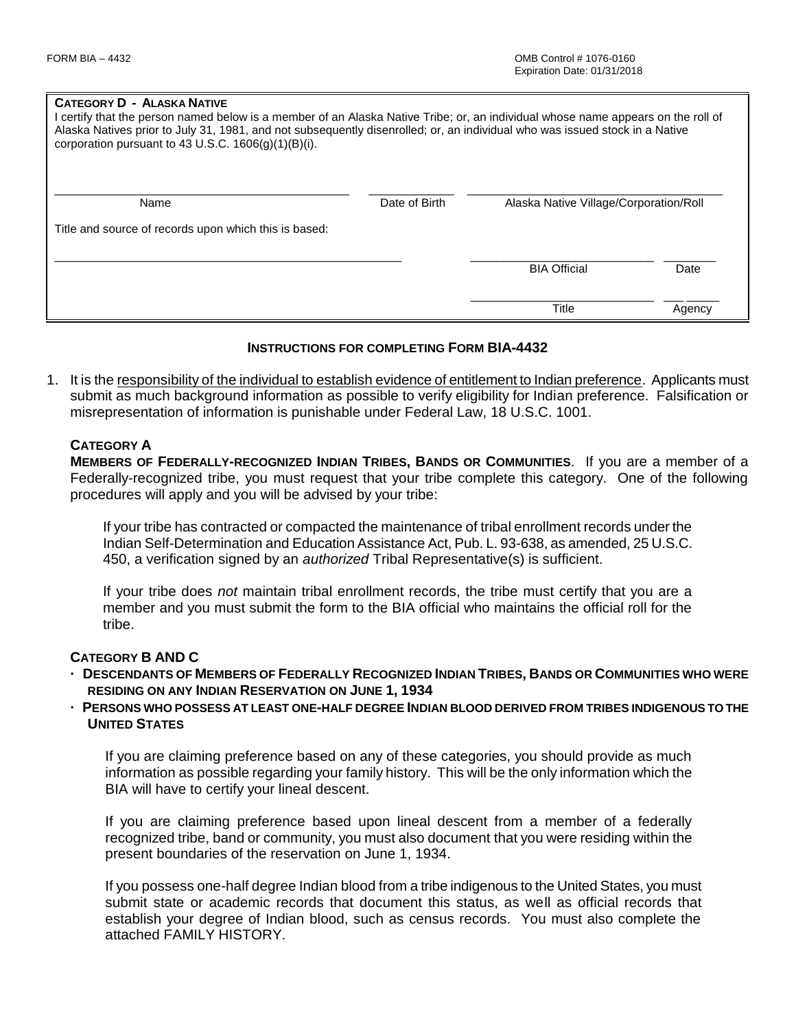**CATEGORY D - ALASKA NATIVE**

I certify that the person named below is a member of an Alaska Native Tribe; or, an individual whose name appears on the roll of Alaska Natives prior to July 31, 1981, and not subsequently disenrolled; or, an individual who was issued stock in a Native corporation pursuant to 43 U.S.C. 1606(g)(1)(B)(i).

| Name | Date of Birth | Alaska Native Village/Corporation/Roll |
|---|---|---|
| | | |

Title and source of records upon which this is based:

_______________________________________________

| BIA Official | Date |
|---|---|
| **Title** | **Agency** |

## INSTRUCTIONS FOR COMPLETING FORM BIA-4432

1. It is the responsibility of the individual to establish evidence of entitlement to Indian preference. Applicants must submit as much background information as possible to verify eligibility for Indian preference. Falsification or misrepresentation of information is punishable under Federal Law, 18 U.S.C. 1001.

### CATEGORY A

**MEMBERS OF FEDERALLY-RECOGNIZED INDIAN TRIBES, BANDS OR COMMUNITIES**. If you are a member of a Federally-recognized tribe, you must request that your tribe complete this category. One of the following procedures will apply and you will be advised by your tribe:

If your tribe has contracted or compacted the maintenance of tribal enrollment records under the Indian Self-Determination and Education Assistance Act, Pub. L. 93-638, as amended, 25 U.S.C. 450, a verification signed by an *authorized* Tribal Representative(s) is sufficient.

If your tribe does *not* maintain tribal enrollment records, the tribe must certify that you are a member and you must submit the form to the BIA official who maintains the official roll for the tribe.

### CATEGORY B AND C

- **DESCENDANTS OF MEMBERS OF FEDERALLY RECOGNIZED INDIAN TRIBES, BANDS OR COMMUNITIES WHO WERE RESIDING ON ANY INDIAN RESERVATION ON JUNE 1, 1934**
- **PERSONS WHO POSSESS AT LEAST ONE-HALF DEGREE INDIAN BLOOD DERIVED FROM TRIBES INDIGENOUS TO THE UNITED STATES**

If you are claiming preference based on any of these categories, you should provide as much information as possible regarding your family history. This will be the only information which the BIA will have to certify your lineal descent.

If you are claiming preference based upon lineal descent from a member of a federally recognized tribe, band or community, you must also document that you were residing within the present boundaries of the reservation on June 1, 1934.

If you possess one-half degree Indian blood from a tribe indigenous to the United States, you must submit state or academic records that document this status, as well as official records that establish your degree of Indian blood, such as census records. You must also complete the attached FAMILY HISTORY.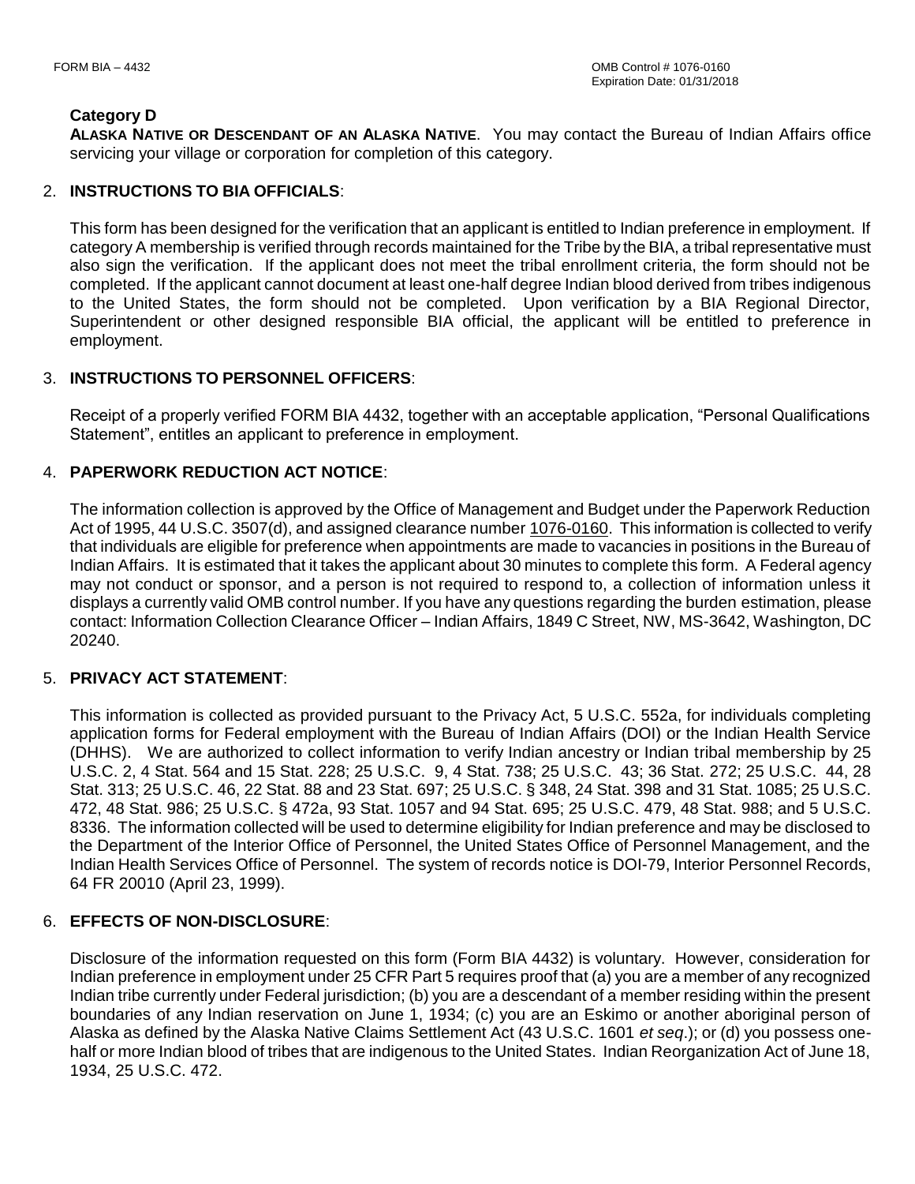**Category D**

**ALASKA NATIVE OR DESCENDANT OF AN ALASKA NATIVE**. You may contact the Bureau of Indian Affairs office servicing your village or corporation for completion of this category.

2. **INSTRUCTIONS TO BIA OFFICIALS**:

   This form has been designed for the verification that an applicant is entitled to Indian preference in employment. If category A membership is verified through records maintained for the Tribe by the BIA, a tribal representative must also sign the verification. If the applicant does not meet the tribal enrollment criteria, the form should not be completed. If the applicant cannot document at least one-half degree Indian blood derived from tribes indigenous to the United States, the form should not be completed. Upon verification by a BIA Regional Director, Superintendent or other designed responsible BIA official, the applicant will be entitled to preference in employment.

3. **INSTRUCTIONS TO PERSONNEL OFFICERS**:

   Receipt of a properly verified FORM BIA 4432, together with an acceptable application, "Personal Qualifications Statement", entitles an applicant to preference in employment.

4. **PAPERWORK REDUCTION ACT NOTICE**:

   The information collection is approved by the Office of Management and Budget under the Paperwork Reduction Act of 1995, 44 U.S.C. 3507(d), and assigned clearance number 1076-0160. This information is collected to verify that individuals are eligible for preference when appointments are made to vacancies in positions in the Bureau of Indian Affairs. It is estimated that it takes the applicant about 30 minutes to complete this form. A Federal agency may not conduct or sponsor, and a person is not required to respond to, a collection of information unless it displays a currently valid OMB control number. If you have any questions regarding the burden estimation, please contact: Information Collection Clearance Officer – Indian Affairs, 1849 C Street, NW, MS-3642, Washington, DC 20240.

5. **PRIVACY ACT STATEMENT**:

   This information is collected as provided pursuant to the Privacy Act, 5 U.S.C. 552a, for individuals completing application forms for Federal employment with the Bureau of Indian Affairs (DOI) or the Indian Health Service (DHHS). We are authorized to collect information to verify Indian ancestry or Indian tribal membership by 25 U.S.C. 2, 4 Stat. 564 and 15 Stat. 228; 25 U.S.C. 9, 4 Stat. 738; 25 U.S.C. 43; 36 Stat. 272; 25 U.S.C. 44, 28 Stat. 313; 25 U.S.C. 46, 22 Stat. 88 and 23 Stat. 697; 25 U.S.C. § 348, 24 Stat. 398 and 31 Stat. 1085; 25 U.S.C. 472, 48 Stat. 986; 25 U.S.C. § 472a, 93 Stat. 1057 and 94 Stat. 695; 25 U.S.C. 479, 48 Stat. 988; and 5 U.S.C. 8336. The information collected will be used to determine eligibility for Indian preference and may be disclosed to the Department of the Interior Office of Personnel, the United States Office of Personnel Management, and the Indian Health Services Office of Personnel. The system of records notice is DOI-79, Interior Personnel Records, 64 FR 20010 (April 23, 1999).

6. **EFFECTS OF NON-DISCLOSURE**:

   Disclosure of the information requested on this form (Form BIA 4432) is voluntary. However, consideration for Indian preference in employment under 25 CFR Part 5 requires proof that (a) you are a member of any recognized Indian tribe currently under Federal jurisdiction; (b) you are a descendant of a member residing within the present boundaries of any Indian reservation on June 1, 1934; (c) you are an Eskimo or another aboriginal person of Alaska as defined by the Alaska Native Claims Settlement Act (43 U.S.C. 1601 *et seq*.); or (d) you possess one-half or more Indian blood of tribes that are indigenous to the United States. Indian Reorganization Act of June 18, 1934, 25 U.S.C. 472.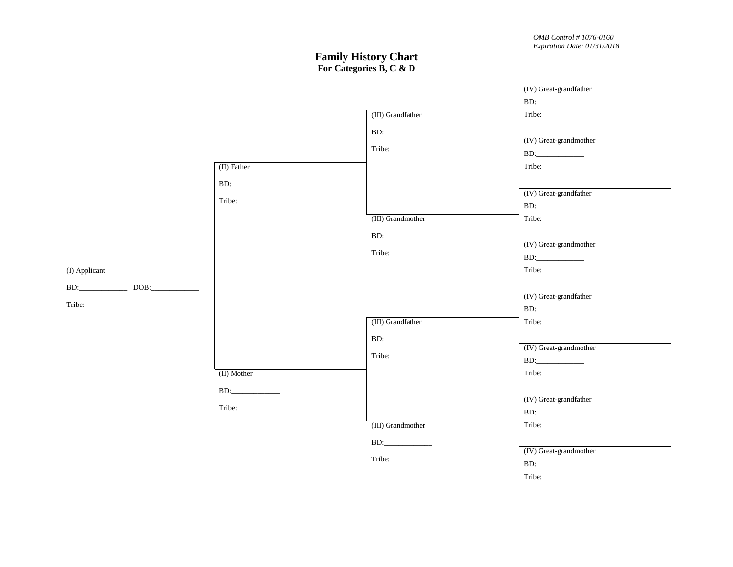*OMB Control # 1076-0160*
*Expiration Date: 01/31/2018*

# Family History Chart
## For Categories B, C & D

(I) Applicant

BD:____________ DOB:____________

Tribe:

(II) Father

BD:____________

Tribe:

(III) Grandfather

BD:____________

Tribe:

(IV) Great-grandfather

BD:____________

Tribe:

(IV) Great-grandmother

BD:____________

Tribe:

(III) Grandmother

BD:____________

Tribe:

(IV) Great-grandfather

BD:____________

Tribe:

(IV) Great-grandmother

BD:____________

Tribe:

(II) Mother

BD:____________

Tribe:

(III) Grandfather

BD:____________

Tribe:

(IV) Great-grandfather

BD:____________

Tribe:

(IV) Great-grandmother

BD:____________

Tribe:

(III) Grandmother

BD:____________

Tribe:

(IV) Great-grandfather

BD:____________

Tribe:

(IV) Great-grandmother

BD:____________

Tribe: